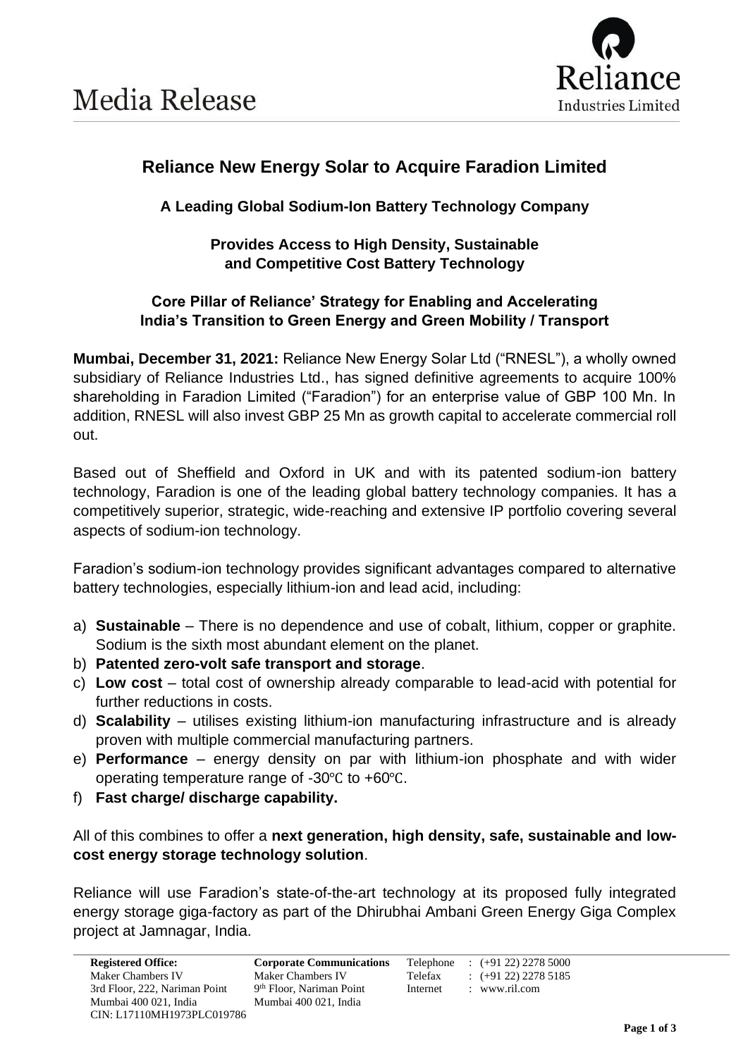# Media Release

## Reliance New Energy Solar to Acquire Faradion Limited

### A Leading Global Sodium-Ion Battery Technology Company

### Provides Access to High Density, Sustainable and Competitive Cost Battery Technology

### Core Pillar of Reliance' Strategy for Enabling and Accelerating India's Transition to Green Energy and Green Mobility / Transport

**Mumbai, December 31, 2021:** Reliance New Energy Solar Ltd ("RNESL"), a wholly owned subsidiary of Reliance Industries Ltd., has signed definitive agreements to acquire 100% shareholding in Faradion Limited ("Faradion") for an enterprise value of GBP 100 Mn. In addition, RNESL will also invest GBP 25 Mn as growth capital to accelerate commercial roll out.

Based out of Sheffield and Oxford in UK and with its patented sodium-ion battery technology, Faradion is one of the leading global battery technology companies. It has a competitively superior, strategic, wide-reaching and extensive IP portfolio covering several aspects of sodium-ion technology.

Faradion's sodium-ion technology provides significant advantages compared to alternative battery technologies, especially lithium-ion and lead acid, including:

a) **Sustainable** – There is no dependence and use of cobalt, lithium, copper or graphite. Sodium is the sixth most abundant element on the planet.
b) **Patented zero-volt safe transport and storage**.
c) **Low cost** – total cost of ownership already comparable to lead-acid with potential for further reductions in costs.
d) **Scalability** – utilises existing lithium-ion manufacturing infrastructure and is already proven with multiple commercial manufacturing partners.
e) **Performance** – energy density on par with lithium-ion phosphate and with wider operating temperature range of -30℃ to +60℃.
f) **Fast charge/ discharge capability.**

All of this combines to offer a **next generation, high density, safe, sustainable and low-cost energy storage technology solution**.

Reliance will use Faradion's state-of-the-art technology at its proposed fully integrated energy storage giga-factory as part of the Dhirubhai Ambani Green Energy Giga Complex project at Jamnagar, India.

**Registered Office:**
Maker Chambers IV
3rd Floor, 222, Nariman Point
Mumbai 400 021, India
CIN: L17110MH1973PLC019786

**Corporate Communications**
Maker Chambers IV
9th Floor, Nariman Point
Mumbai 400 021, India

Telephone : (+91 22) 2278 5000
Telefax : (+91 22) 2278 5185
Internet : www.ril.com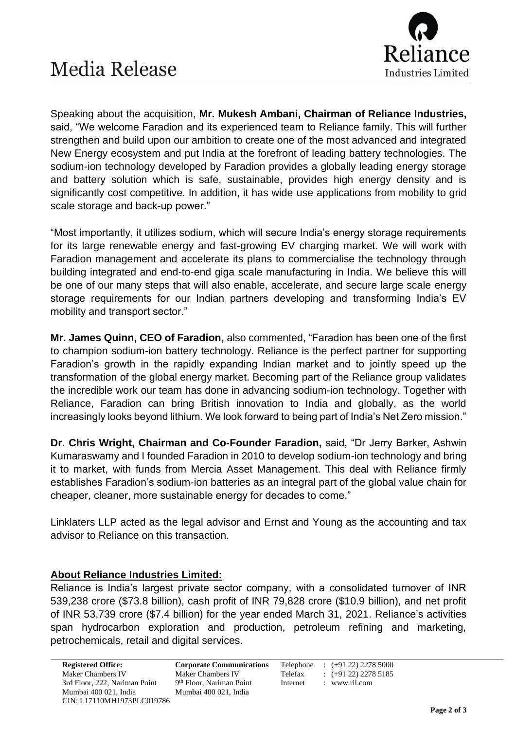Speaking about the acquisition, **Mr. Mukesh Ambani, Chairman of Reliance Industries,** said, "We welcome Faradion and its experienced team to Reliance family. This will further strengthen and build upon our ambition to create one of the most advanced and integrated New Energy ecosystem and put India at the forefront of leading battery technologies. The sodium-ion technology developed by Faradion provides a globally leading energy storage and battery solution which is safe, sustainable, provides high energy density and is significantly cost competitive. In addition, it has wide use applications from mobility to grid scale storage and back-up power."

"Most importantly, it utilizes sodium, which will secure India's energy storage requirements for its large renewable energy and fast-growing EV charging market. We will work with Faradion management and accelerate its plans to commercialise the technology through building integrated and end-to-end giga scale manufacturing in India. We believe this will be one of our many steps that will also enable, accelerate, and secure large scale energy storage requirements for our Indian partners developing and transforming India's EV mobility and transport sector."

**Mr. James Quinn, CEO of Faradion,** also commented, "Faradion has been one of the first to champion sodium-ion battery technology. Reliance is the perfect partner for supporting Faradion's growth in the rapidly expanding Indian market and to jointly speed up the transformation of the global energy market. Becoming part of the Reliance group validates the incredible work our team has done in advancing sodium-ion technology. Together with Reliance, Faradion can bring British innovation to India and globally, as the world increasingly looks beyond lithium. We look forward to being part of India's Net Zero mission."

**Dr. Chris Wright, Chairman and Co-Founder Faradion,** said, "Dr Jerry Barker, Ashwin Kumaraswamy and I founded Faradion in 2010 to develop sodium-ion technology and bring it to market, with funds from Mercia Asset Management. This deal with Reliance firmly establishes Faradion's sodium-ion batteries as an integral part of the global value chain for cheaper, cleaner, more sustainable energy for decades to come."

Linklaters LLP acted as the legal advisor and Ernst and Young as the accounting and tax advisor to Reliance on this transaction.

**About Reliance Industries Limited:**

Reliance is India's largest private sector company, with a consolidated turnover of INR 539,238 crore ($73.8 billion), cash profit of INR 79,828 crore ($10.9 billion), and net profit of INR 53,739 crore ($7.4 billion) for the year ended March 31, 2021. Reliance's activities span hydrocarbon exploration and production, petroleum refining and marketing, petrochemicals, retail and digital services.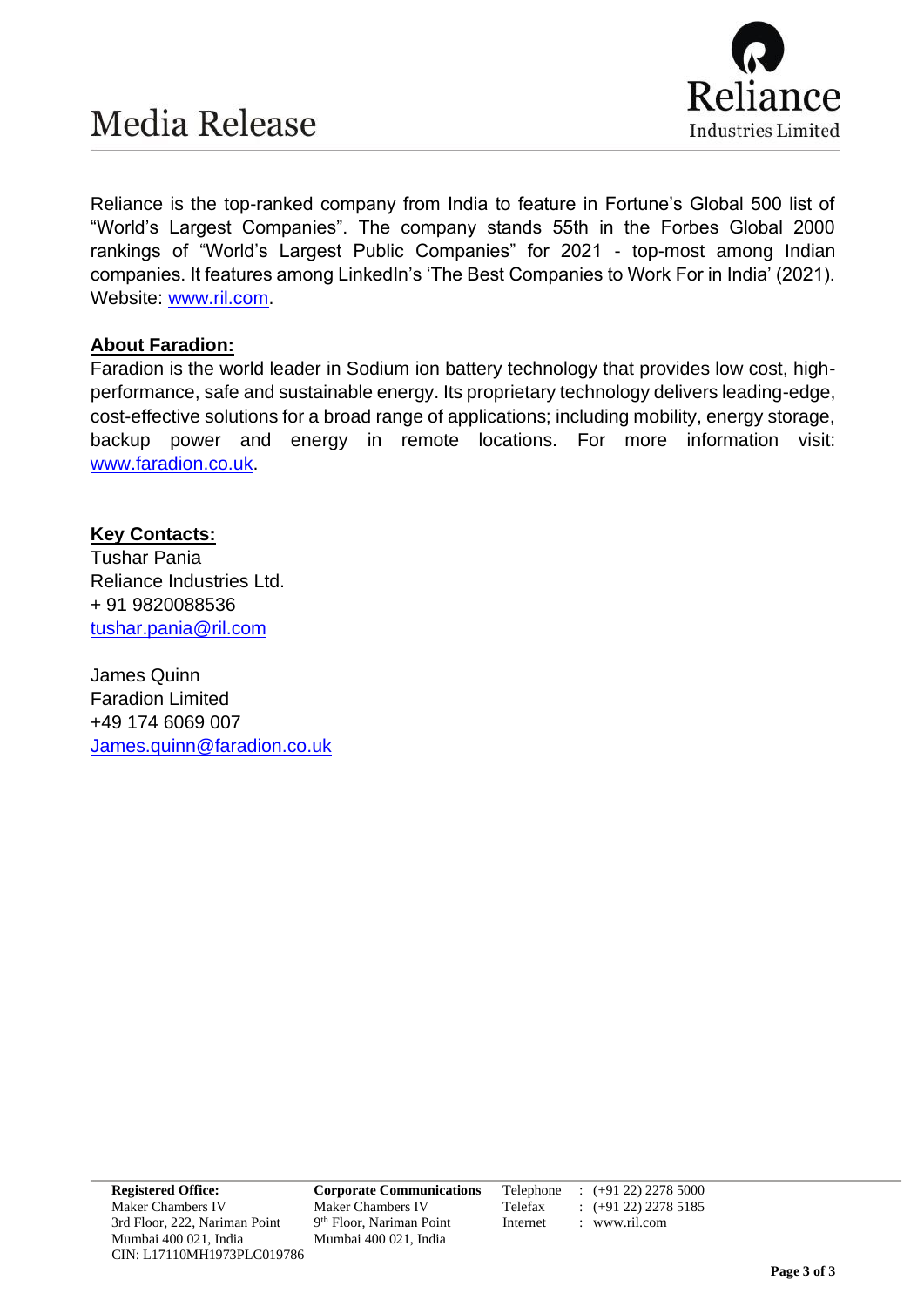Reliance is the top-ranked company from India to feature in Fortune's Global 500 list of "World's Largest Companies". The company stands 55th in the Forbes Global 2000 rankings of "World's Largest Public Companies" for 2021 - top-most among Indian companies. It features among LinkedIn's 'The Best Companies to Work For in India' (2021). Website: [www.ril.com](http://www.ril.com).

**About Faradion:**

Faradion is the world leader in Sodium ion battery technology that provides low cost, high-performance, safe and sustainable energy. Its proprietary technology delivers leading-edge, cost-effective solutions for a broad range of applications; including mobility, energy storage, backup power and energy in remote locations. For more information visit: [www.faradion.co.uk](http://www.faradion.co.uk).

**Key Contacts:**

Tushar Pania
Reliance Industries Ltd.
+ 91 9820088536
[tushar.pania@ril.com](mailto:tushar.pania@ril.com)

James Quinn
Faradion Limited
+49 174 6069 007
[James.quinn@faradion.co.uk](mailto:James.quinn@faradion.co.uk)

**Registered Office:**
Maker Chambers IV
3rd Floor, 222, Nariman Point
Mumbai 400 021, India
CIN: L17110MH1973PLC019786

**Corporate Communications**
Maker Chambers IV
9th Floor, Nariman Point
Mumbai 400 021, India

Telephone : (+91 22) 2278 5000
Telefax : (+91 22) 2278 5185
Internet : www.ril.com